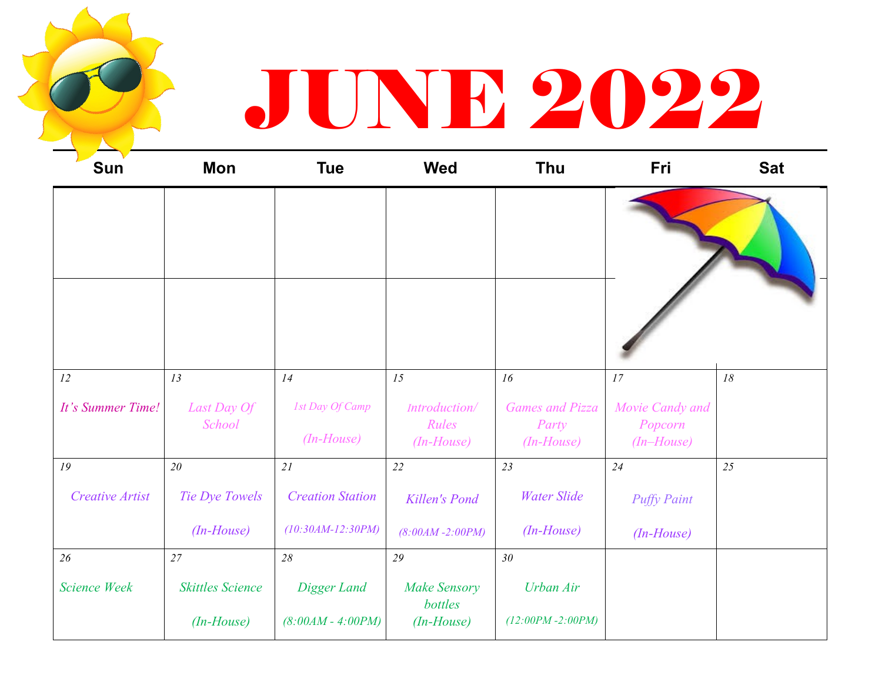# JUNE 2022

| Sun | Mon | Tue | Wed | Thu | Fri | Sat |
|---|---|---|---|---|---|---|
| | | | | | | |
| | | | | | | |
| 12 *It's Summer Time!* | 13 *Last Day Of School* | 14 *1st Day Of Camp (In-House)* | 15 *Introduction/ Rules (In-House)* | 16 *Games and Pizza Party (In-House)* | 17 *Movie Candy and Popcorn (In–House)* | 18 |
| 19 *Creative Artist* | 20 *Tie Dye Towels (In-House)* | 21 *Creation Station (10:30AM-12:30PM)* | 22 *Killen's Pond (8:00AM -2:00PM)* | 23 *Water Slide (In-House)* | 24 *Puffy Paint (In-House)* | 25 |
| 26 *Science Week* | 27 *Skittles Science (In-House)* | 28 *Digger Land (8:00AM - 4:00PM)* | 29 *Make Sensory bottles (In-House)* | 30 *Urban Air (12:00PM -2:00PM)* | | |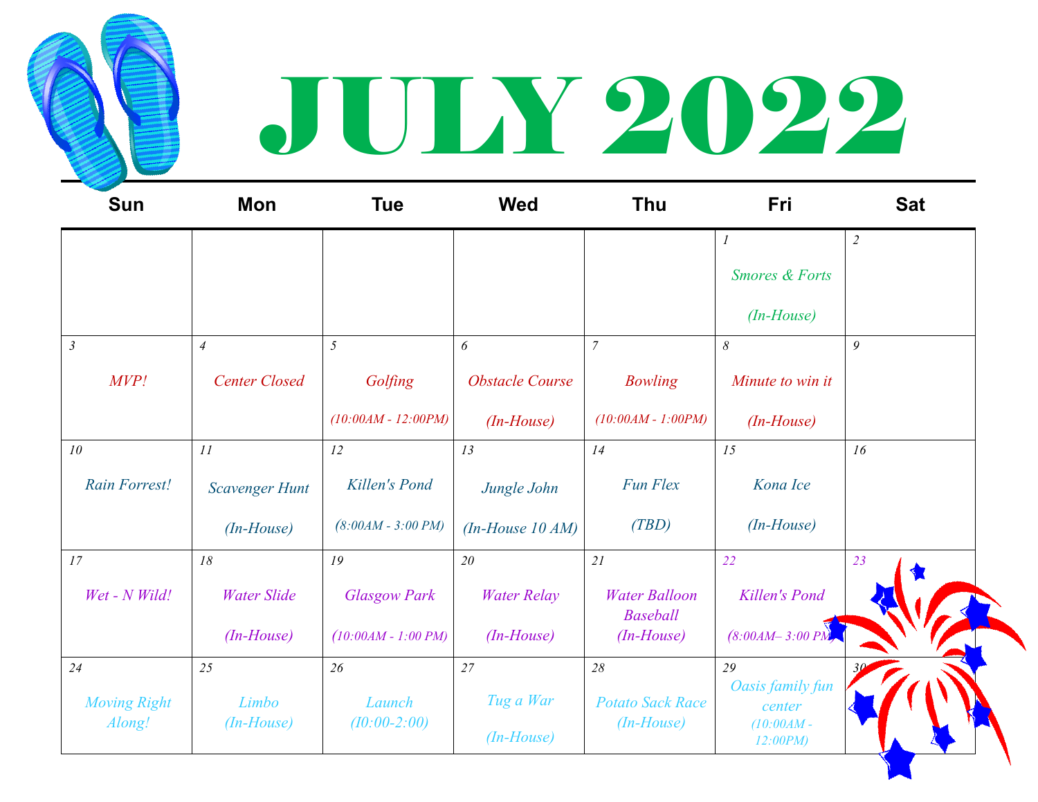# JULY 2022

| Sun | Mon | Tue | Wed | Thu | Fri | Sat |
|---|---|---|---|---|---|---|
| | | | | | 1 *Smores & Forts* *(In-House)* | 2 |
| 3 *MVP!* | 4 *Center Closed* | 5 *Golfing* *(10:00AM - 12:00PM)* | 6 *Obstacle Course* *(In-House)* | 7 *Bowling* *(10:00AM - 1:00PM)* | 8 *Minute to win it* *(In-House)* | 9 |
| 10 *Rain Forrest!* | 11 *Scavenger Hunt* *(In-House)* | 12 *Killen's Pond* *(8:00AM - 3:00 PM)* | 13 *Jungle John* *(In-House 10 AM)* | 14 *Fun Flex* *(TBD)* | 15 *Kona Ice* *(In-House)* | 16 |
| 17 *Wet - N Wild!* | 18 *Water Slide* *(In-House)* | 19 *Glasgow Park* *(10:00AM - 1:00 PM)* | 20 *Water Relay* *(In-House)* | 21 *Water Balloon Baseball* *(In-House)* | 22 *Killen's Pond* *(8:00AM– 3:00 PM)* | 23 |
| 24 *Moving Right Along!* | 25 *Limbo* *(In-House)* | 26 *Launch* *(I0:00-2:00)* | 27 *Tug a War* *(In-House)* | 28 *Potato Sack Race* *(In-House)* | 29 *Oasis family fun center* *(10:00AM - 12:00PM)* | 30 |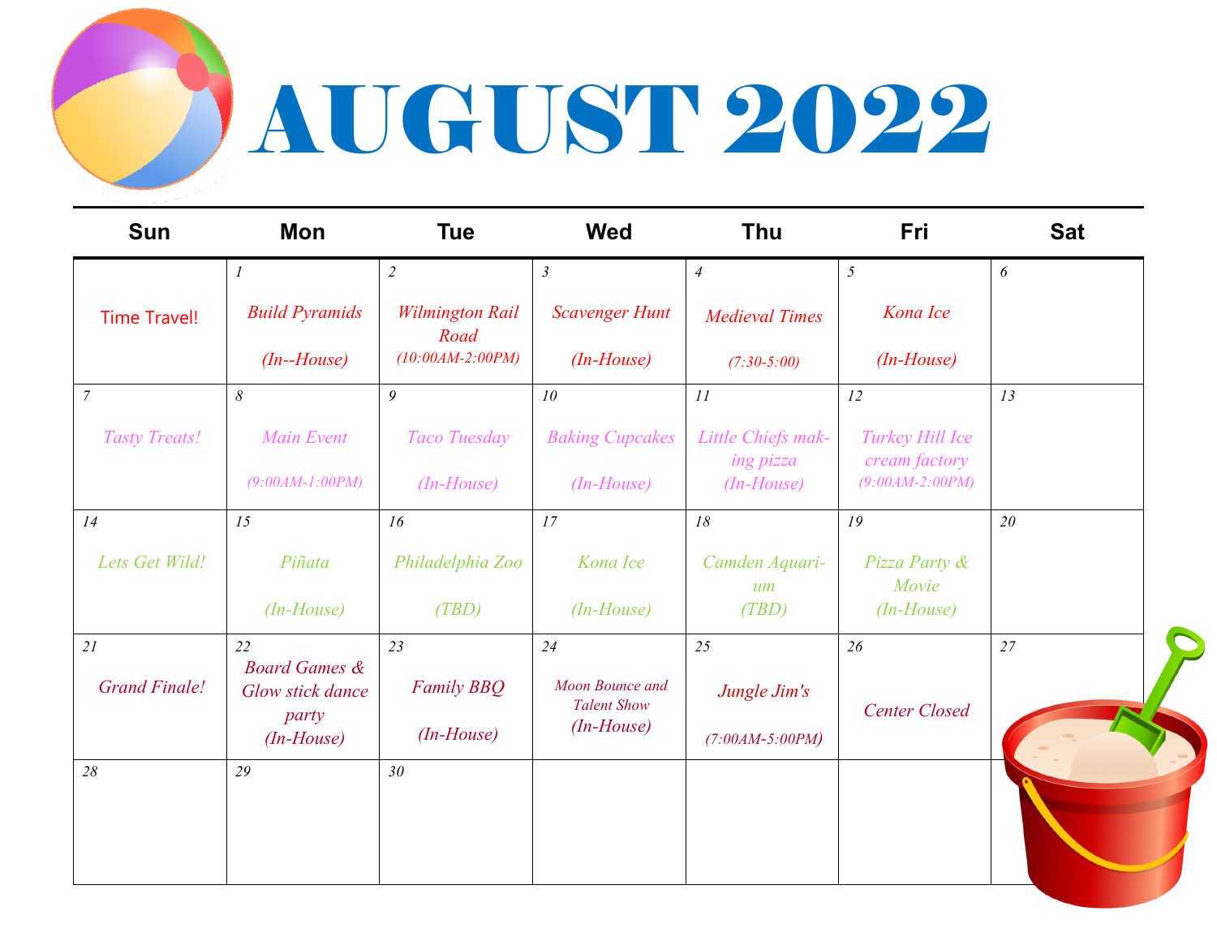# AUGUST 2022

| Sun | Mon | Tue | Wed | Thu | Fri | Sat |
|---|---|---|---|---|---|---|
| Time Travel! | 1 *Build Pyramids (In--House)* | 2 *Wilmington Rail Road (10:00AM-2:00PM)* | 3 *Scavenger Hunt (In-House)* | 4 *Medieval Times (7:30-5:00)* | 5 *Kona Ice (In-House)* | 6 |
| 7 *Tasty Treats!* | 8 *Main Event (9:00AM-1:00PM)* | 9 *Taco Tuesday (In-House)* | 10 *Baking Cupcakes (In-House)* | 11 *Little Chiefs making pizza (In-House)* | 12 *Turkey Hill Ice cream factory (9:00AM-2:00PM)* | 13 |
| 14 *Lets Get Wild!* | 15 *Piñata (In-House)* | 16 *Philadelphia Zoo (TBD)* | 17 *Kona Ice (In-House)* | 18 *Camden Aquarium (TBD)* | 19 *Pizza Party & Movie (In-House)* | 20 |
| 21 *Grand Finale!* | 22 *Board Games & Glow stick dance party (In-House)* | 23 *Family BBQ (In-House)* | 24 *Moon Bounce and Talent Show (In-House)* | 25 *Jungle Jim's (7:00AM-5:00PM)* | 26 *Center Closed* | 27 |
| 28 | 29 | 30 | | | | |